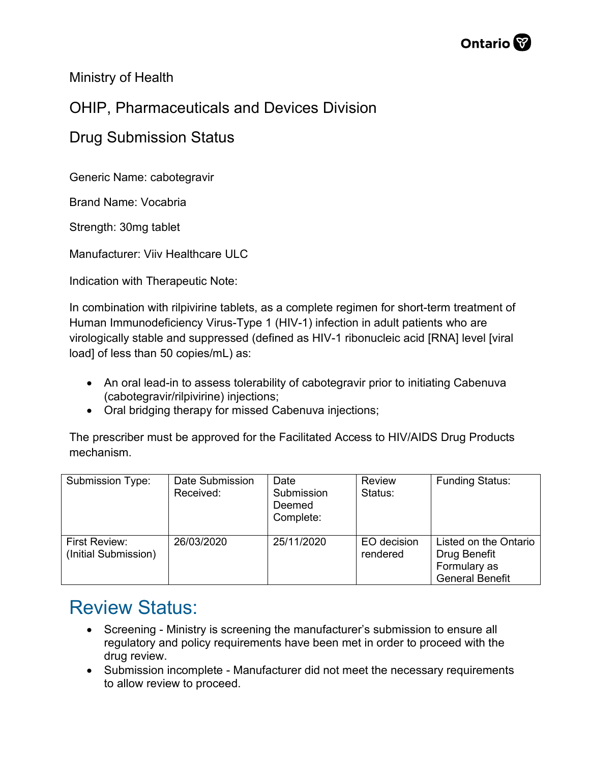Ministry of Health

OHIP, Pharmaceuticals and Devices Division

Drug Submission Status

Generic Name: cabotegravir

Brand Name: Vocabria

Strength: 30mg tablet

Manufacturer: Viiv Healthcare ULC

Indication with Therapeutic Note:

In combination with rilpivirine tablets, as a complete regimen for short-term treatment of Human Immunodeficiency Virus-Type 1 (HIV-1) infection in adult patients who are virologically stable and suppressed (defined as HIV-1 ribonucleic acid [RNA] level [viral load] of less than 50 copies/mL) as:

- An oral lead-in to assess tolerability of cabotegravir prior to initiating Cabenuva (cabotegravir/rilpivirine) injections;
- Oral bridging therapy for missed Cabenuva injections;

The prescriber must be approved for the Facilitated Access to HIV/AIDS Drug Products mechanism.

| Submission Type: | Date Submission Received: | Date Submission Deemed Complete: | Review Status: | Funding Status: |
|---|---|---|---|---|
| First Review: (Initial Submission) | 26/03/2020 | 25/11/2020 | EO decision rendered | Listed on the Ontario Drug Benefit Formulary as General Benefit |

# Review Status:

- Screening - Ministry is screening the manufacturer's submission to ensure all regulatory and policy requirements have been met in order to proceed with the drug review.
- Submission incomplete - Manufacturer did not meet the necessary requirements to allow review to proceed.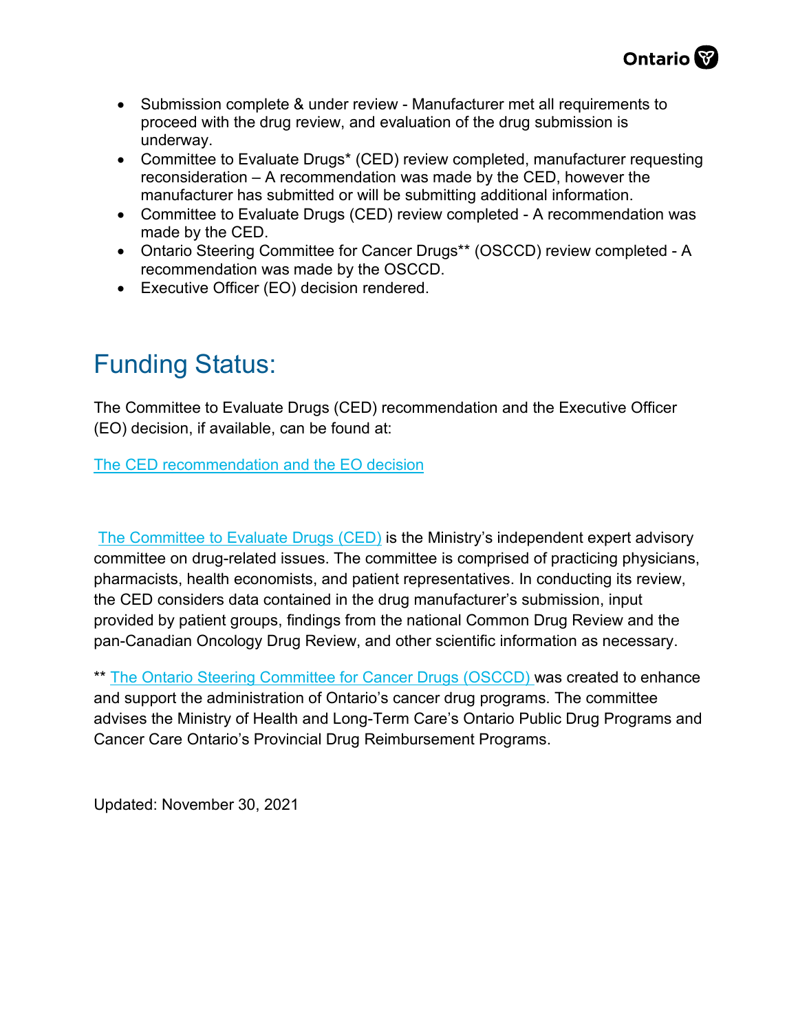- Submission complete & under review - Manufacturer met all requirements to proceed with the drug review, and evaluation of the drug submission is underway.
- Committee to Evaluate Drugs* (CED) review completed, manufacturer requesting reconsideration – A recommendation was made by the CED, however the manufacturer has submitted or will be submitting additional information.
- Committee to Evaluate Drugs (CED) review completed - A recommendation was made by the CED.
- Ontario Steering Committee for Cancer Drugs** (OSCCD) review completed - A recommendation was made by the OSCCD.
- Executive Officer (EO) decision rendered.

# Funding Status:

The Committee to Evaluate Drugs (CED) recommendation and the Executive Officer (EO) decision, if available, can be found at:

The CED recommendation and the EO decision

The Committee to Evaluate Drugs (CED) is the Ministry's independent expert advisory committee on drug-related issues. The committee is comprised of practicing physicians, pharmacists, health economists, and patient representatives. In conducting its review, the CED considers data contained in the drug manufacturer's submission, input provided by patient groups, findings from the national Common Drug Review and the pan-Canadian Oncology Drug Review, and other scientific information as necessary.

** The Ontario Steering Committee for Cancer Drugs (OSCCD) was created to enhance and support the administration of Ontario's cancer drug programs. The committee advises the Ministry of Health and Long-Term Care's Ontario Public Drug Programs and Cancer Care Ontario's Provincial Drug Reimbursement Programs.

Updated: November 30, 2021